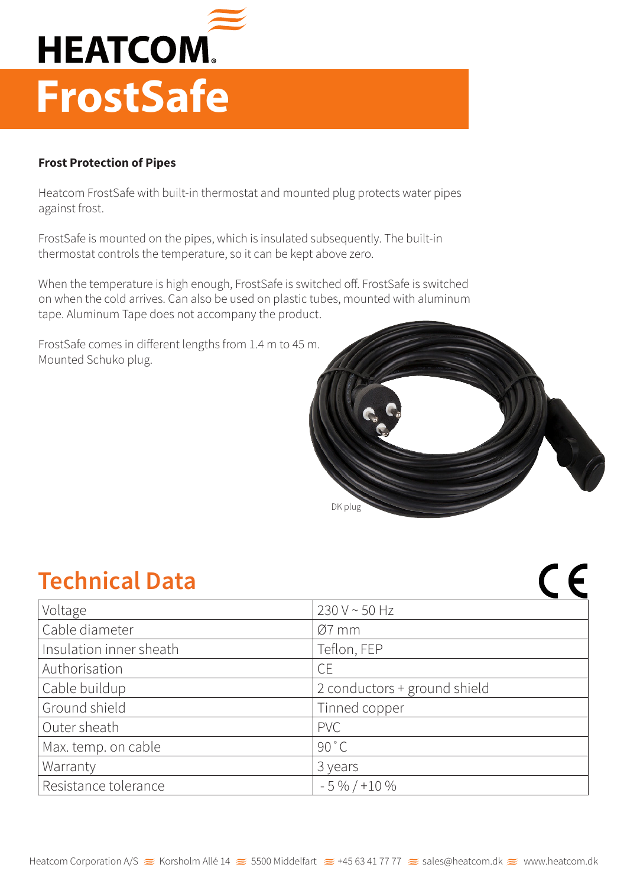# HEATCOM

# FrostSafe

**Frost Protection of Pipes**

Heatcom FrostSafe with built-in thermostat and mounted plug protects water pipes against frost.

FrostSafe is mounted on the pipes, which is insulated subsequently. The built-in thermostat controls the temperature, so it can be kept above zero.

When the temperature is high enough, FrostSafe is switched off. FrostSafe is switched on when the cold arrives. Can also be used on plastic tubes, mounted with aluminum tape. Aluminum Tape does not accompany the product.

FrostSafe comes in different lengths from 1.4 m to 45 m.
Mounted Schuko plug.

DK plug

## Technical Data

CE

| | |
|---|---|
| Voltage | 230 V ~ 50 Hz |
| Cable diameter | Ø7 mm |
| Insulation inner sheath | Teflon, FEP |
| Authorisation | CE |
| Cable buildup | 2 conductors + ground shield |
| Ground shield | Tinned copper |
| Outer sheath | PVC |
| Max. temp. on cable | 90 °C |
| Warranty | 3 years |
| Resistance tolerance | - 5 % / +10 % |

Heatcom Corporation A/S ≋ Korsholm Allé 14 ≋ 5500 Middelfart ≋ +45 63 41 77 77 ≋ sales@heatcom.dk ≋ www.heatcom.dk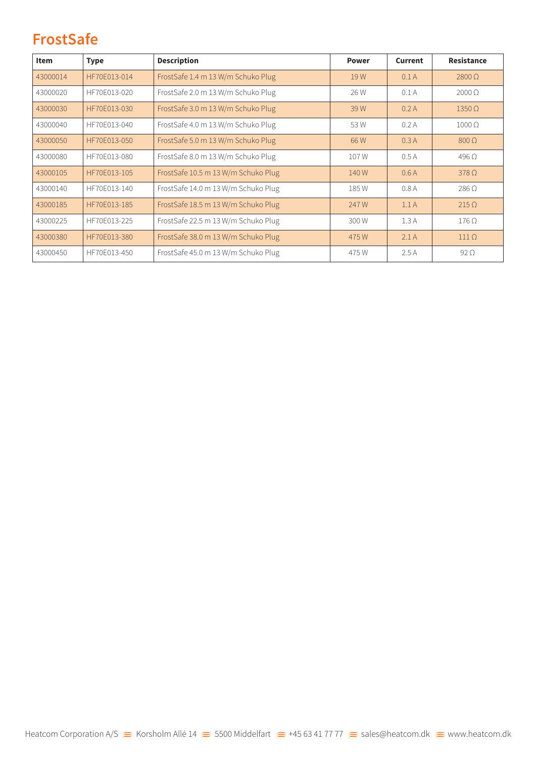## FrostSafe

| Item | Type | Description | Power | Current | Resistance |
|---|---|---|---|---|---|
| 43000014 | HF70E013-014 | FrostSafe 1.4 m 13 W/m Schuko Plug | 19 W | 0.1 A | 2800 Ω |
| 43000020 | HF70E013-020 | FrostSafe 2.0 m 13 W/m Schuko Plug | 26 W | 0.1 A | 2000 Ω |
| 43000030 | HF70E013-030 | FrostSafe 3.0 m 13 W/m Schuko Plug | 39 W | 0.2 A | 1350 Ω |
| 43000040 | HF70E013-040 | FrostSafe 4.0 m 13 W/m Schuko Plug | 53 W | 0.2 A | 1000 Ω |
| 43000050 | HF70E013-050 | FrostSafe 5.0 m 13 W/m Schuko Plug | 66 W | 0.3 A | 800 Ω |
| 43000080 | HF70E013-080 | FrostSafe 8.0 m 13 W/m Schuko Plug | 107 W | 0.5 A | 496 Ω |
| 43000105 | HF70E013-105 | FrostSafe 10.5 m 13 W/m Schuko Plug | 140 W | 0.6 A | 378 Ω |
| 43000140 | HF70E013-140 | FrostSafe 14.0 m 13 W/m Schuko Plug | 185 W | 0.8 A | 286 Ω |
| 43000185 | HF70E013-185 | FrostSafe 18.5 m 13 W/m Schuko Plug | 247 W | 1.1 A | 215 Ω |
| 43000225 | HF70E013-225 | FrostSafe 22.5 m 13 W/m Schuko Plug | 300 W | 1.3 A | 176 Ω |
| 43000380 | HF70E013-380 | FrostSafe 38.0 m 13 W/m Schuko Plug | 475 W | 2.1 A | 111 Ω |
| 43000450 | HF70E013-450 | FrostSafe 45.0 m 13 W/m Schuko Plug | 475 W | 2.5 A | 92 Ω |

Heatcom Corporation A/S ≈ Korsholm Allé 14 ≈ 5500 Middelfart ≈ +45 63 41 77 77 ≈ sales@heatcom.dk ≈ www.heatcom.dk